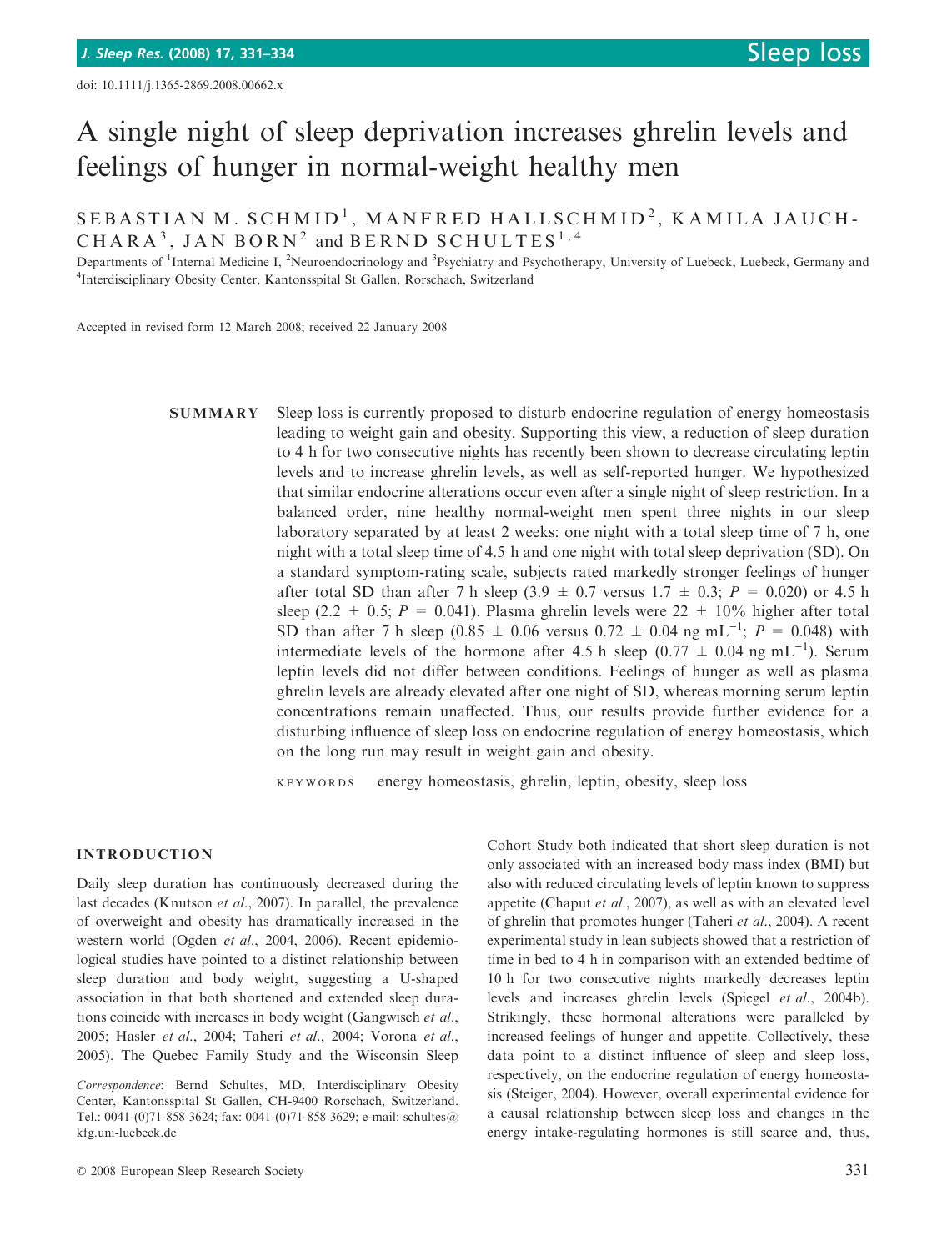doi: 10.1111/j.1365-2869.2008.00662.x

# A single night of sleep deprivation increases ghrelin levels and feelings of hunger in normal-weight healthy men

SEBASTIAN M. SCHMID[1], MANFRED HALLSCHMID[2], KAMILA JAUCH-CHARA[3], JAN BORN[2] and BERND SCHULTES[1,4]

Departments of [1]Internal Medicine I, [2]Neuroendocrinology and [3]Psychiatry and Psychotherapy, University of Luebeck, Luebeck, Germany and [4]Interdisciplinary Obesity Center, Kantonsspital St Gallen, Rorschach, Switzerland

Accepted in revised form 12 March 2008; received 22 January 2008

**SUMMARY** Sleep loss is currently proposed to disturb endocrine regulation of energy homeostasis leading to weight gain and obesity. Supporting this view, a reduction of sleep duration to 4 h for two consecutive nights has recently been shown to decrease circulating leptin levels and to increase ghrelin levels, as well as self-reported hunger. We hypothesized that similar endocrine alterations occur even after a single night of sleep restriction. In a balanced order, nine healthy normal-weight men spent three nights in our sleep laboratory separated by at least 2 weeks: one night with a total sleep time of 7 h, one night with a total sleep time of 4.5 h and one night with total sleep deprivation (SD). On a standard symptom-rating scale, subjects rated markedly stronger feelings of hunger after total SD than after 7 h sleep ($3.9 \pm 0.7$ versus $1.7 \pm 0.3$; $P = 0.020$) or 4.5 h sleep ($2.2 \pm 0.5$; $P = 0.041$). Plasma ghrelin levels were $22 \pm 10\%$ higher after total SD than after 7 h sleep ($0.85 \pm 0.06$ versus $0.72 \pm 0.04$ ng mL$^{-1}$; $P = 0.048$) with intermediate levels of the hormone after 4.5 h sleep ($0.77 \pm 0.04$ ng mL$^{-1}$). Serum leptin levels did not differ between conditions. Feelings of hunger as well as plasma ghrelin levels are already elevated after one night of SD, whereas morning serum leptin concentrations remain unaffected. Thus, our results provide further evidence for a disturbing influence of sleep loss on endocrine regulation of energy homeostasis, which on the long run may result in weight gain and obesity.

KEYWORDS energy homeostasis, ghrelin, leptin, obesity, sleep loss

## INTRODUCTION

Daily sleep duration has continuously decreased during the last decades (Knutson *et al*., 2007). In parallel, the prevalence of overweight and obesity has dramatically increased in the western world (Ogden *et al*., 2004, 2006). Recent epidemiological studies have pointed to a distinct relationship between sleep duration and body weight, suggesting a U-shaped association in that both shortened and extended sleep durations coincide with increases in body weight (Gangwisch *et al*., 2005; Hasler *et al*., 2004; Taheri *et al*., 2004; Vorona *et al*., 2005). The Quebec Family Study and the Wisconsin Sleep Cohort Study both indicated that short sleep duration is not only associated with an increased body mass index (BMI) but also with reduced circulating levels of leptin known to suppress appetite (Chaput *et al*., 2007), as well as with an elevated level of ghrelin that promotes hunger (Taheri *et al*., 2004). A recent experimental study in lean subjects showed that a restriction of time in bed to 4 h in comparison with an extended bedtime of 10 h for two consecutive nights markedly decreases leptin levels and increases ghrelin levels (Spiegel *et al*., 2004b). Strikingly, these hormonal alterations were paralleled by increased feelings of hunger and appetite. Collectively, these data point to a distinct influence of sleep and sleep loss, respectively, on the endocrine regulation of energy homeostasis (Steiger, 2004). However, overall experimental evidence for a causal relationship between sleep loss and changes in the energy intake-regulating hormones is still scarce and, thus,

*Correspondence*: Bernd Schultes, MD, Interdisciplinary Obesity Center, Kantonsspital St Gallen, CH-9400 Rorschach, Switzerland. Tel.: 0041-(0)71-858 3624; fax: 0041-(0)71-858 3629; e-mail: schultes@kfg.uni-luebeck.de

© 2008 European Sleep Research Society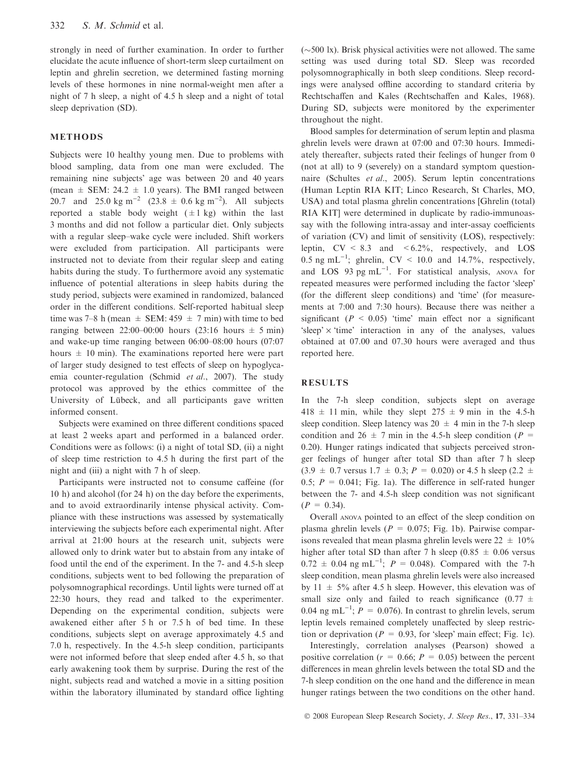strongly in need of further examination. In order to further elucidate the acute influence of short-term sleep curtailment on leptin and ghrelin secretion, we determined fasting morning levels of these hormones in nine normal-weight men after a night of 7 h sleep, a night of 4.5 h sleep and a night of total sleep deprivation (SD).

## METHODS

Subjects were 10 healthy young men. Due to problems with blood sampling, data from one man were excluded. The remaining nine subjects' age was between 20 and 40 years (mean ± SEM: 24.2 ± 1.0 years). The BMI ranged between 20.7 and 25.0 kg m$^{-2}$ (23.8 ± 0.6 kg m$^{-2}$). All subjects reported a stable body weight (±1 kg) within the last 3 months and did not follow a particular diet. Only subjects with a regular sleep–wake cycle were included. Shift workers were excluded from participation. All participants were instructed not to deviate from their regular sleep and eating habits during the study. To furthermore avoid any systematic influence of potential alterations in sleep habits during the study period, subjects were examined in randomized, balanced order in the different conditions. Self-reported habitual sleep time was 7–8 h (mean ± SEM: 459 ± 7 min) with time to bed ranging between 22:00–00:00 hours (23:16 hours ± 5 min) and wake-up time ranging between 06:00–08:00 hours (07:07 hours ± 10 min). The examinations reported here were part of larger study designed to test effects of sleep on hypoglycaemia counter-regulation (Schmid *et al*., 2007). The study protocol was approved by the ethics committee of the University of Lübeck, and all participants gave written informed consent.

Subjects were examined on three different conditions spaced at least 2 weeks apart and performed in a balanced order. Conditions were as follows: (i) a night of total SD, (ii) a night of sleep time restriction to 4.5 h during the first part of the night and (iii) a night with 7 h of sleep.

Participants were instructed not to consume caffeine (for 10 h) and alcohol (for 24 h) on the day before the experiments, and to avoid extraordinarily intense physical activity. Compliance with these instructions was assessed by systematically interviewing the subjects before each experimental night. After arrival at 21:00 hours at the research unit, subjects were allowed only to drink water but to abstain from any intake of food until the end of the experiment. In the 7- and 4.5-h sleep conditions, subjects went to bed following the preparation of polysomnographical recordings. Until lights were turned off at 22:30 hours, they read and talked to the experimenter. Depending on the experimental condition, subjects were awakened either after 5 h or 7.5 h of bed time. In these conditions, subjects slept on average approximately 4.5 and 7.0 h, respectively. In the 4.5-h sleep condition, participants were not informed before that sleep ended after 4.5 h, so that early awakening took them by surprise. During the rest of the night, subjects read and watched a movie in a sitting position within the laboratory illuminated by standard office lighting (~500 lx). Brisk physical activities were not allowed. The same setting was used during total SD. Sleep was recorded polysomnographically in both sleep conditions. Sleep recordings were analysed offline according to standard criteria by Rechtschaffen and Kales (Rechtschaffen and Kales, 1968). During SD, subjects were monitored by the experimenter throughout the night.

Blood samples for determination of serum leptin and plasma ghrelin levels were drawn at 07:00 and 07:30 hours. Immediately thereafter, subjects rated their feelings of hunger from 0 (not at all) to 9 (severely) on a standard symptom questionnaire (Schultes *et al*., 2005). Serum leptin concentrations (Human Leptin RIA KIT; Linco Research, St Charles, MO, USA) and total plasma ghrelin concentrations [Ghrelin (total) RIA KIT] were determined in duplicate by radio-immunoassay with the following intra-assay and inter-assay coefficients of variation (CV) and limit of sensitivity (LOS), respectively: leptin, CV < 8.3 and <6.2%, respectively, and LOS 0.5 ng mL$^{-1}$; ghrelin, CV < 10.0 and 14.7%, respectively, and LOS 93 pg mL$^{-1}$. For statistical analysis, ANOVA for repeated measures were performed including the factor 'sleep' (for the different sleep conditions) and 'time' (for measurements at 7:00 and 7:30 hours). Because there was neither a significant ($P < 0.05$) 'time' main effect nor a significant 'sleep' × 'time' interaction in any of the analyses, values obtained at 07.00 and 07.30 hours were averaged and thus reported here.

## RESULTS

In the 7-h sleep condition, subjects slept on average 418 ± 11 min, while they slept 275 ± 9 min in the 4.5-h sleep condition. Sleep latency was 20 ± 4 min in the 7-h sleep condition and 26 ± 7 min in the 4.5-h sleep condition ($P$ = 0.20). Hunger ratings indicated that subjects perceived stronger feelings of hunger after total SD than after 7 h sleep (3.9 ± 0.7 versus 1.7 ± 0.3; $P = 0.020$) or 4.5 h sleep (2.2 ± 0.5; $P = 0.041$; Fig. 1a). The difference in self-rated hunger between the 7- and 4.5-h sleep condition was not significant ($P = 0.34$).

Overall ANOVA pointed to an effect of the sleep condition on plasma ghrelin levels ($P = 0.075$; Fig. 1b). Pairwise comparisons revealed that mean plasma ghrelin levels were 22 ± 10% higher after total SD than after 7 h sleep (0.85 ± 0.06 versus 0.72 ± 0.04 ng mL$^{-1}$; $P = 0.048$). Compared with the 7-h sleep condition, mean plasma ghrelin levels were also increased by 11 ± 5% after 4.5 h sleep. However, this elevation was of small size only and failed to reach significance (0.77 ± 0.04 ng mL$^{-1}$; $P = 0.076$). In contrast to ghrelin levels, serum leptin levels remained completely unaffected by sleep restriction or deprivation ($P = 0.93$, for 'sleep' main effect; Fig. 1c).

Interestingly, correlation analyses (Pearson) showed a positive correlation ($r = 0.66$; $P = 0.05$) between the percent differences in mean ghrelin levels between the total SD and the 7-h sleep condition on the one hand and the difference in mean hunger ratings between the two conditions on the other hand.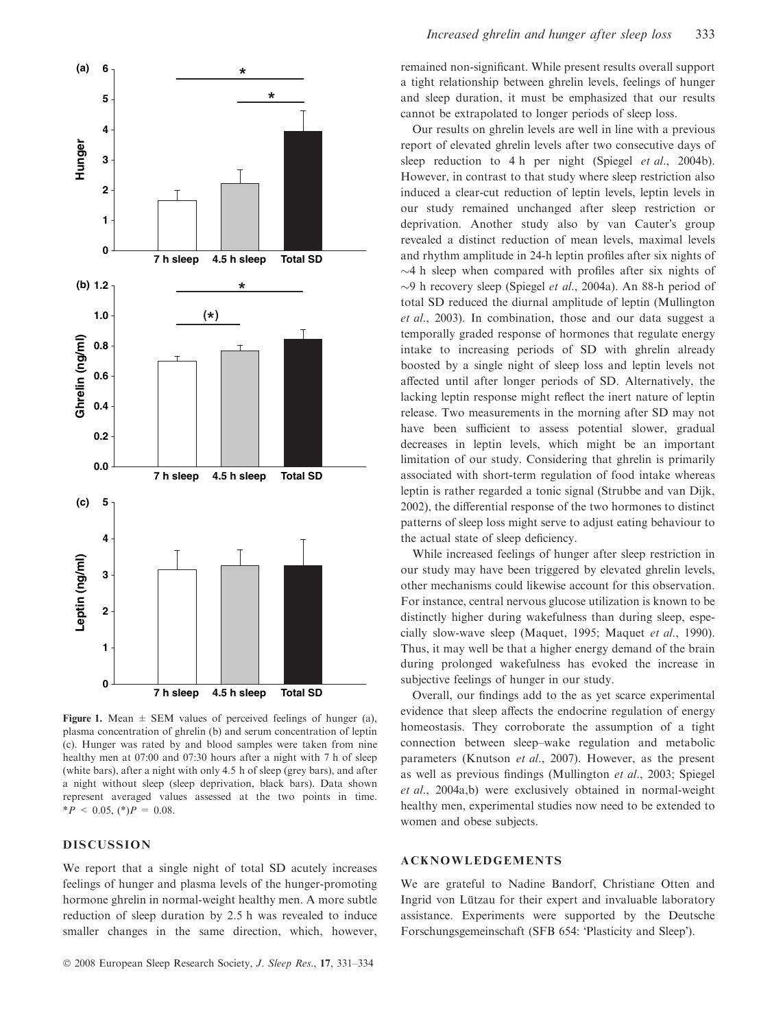**Figure 1.** Mean ± SEM values of perceived feelings of hunger (a), plasma concentration of ghrelin (b) and serum concentration of leptin (c). Hunger was rated by and blood samples were taken from nine healthy men at 07:00 and 07:30 hours after a night with 7 h of sleep (white bars), after a night with only 4.5 h of sleep (grey bars), and after a night without sleep (sleep deprivation, black bars). Data shown represent averaged values assessed at the two points in time. $*P < 0.05$, $(*)P = 0.08$.

## DISCUSSION

We report that a single night of total SD acutely increases feelings of hunger and plasma levels of the hunger-promoting hormone ghrelin in normal-weight healthy men. A more subtle reduction of sleep duration by 2.5 h was revealed to induce smaller changes in the same direction, which, however, remained non-significant. While present results overall support a tight relationship between ghrelin levels, feelings of hunger and sleep duration, it must be emphasized that our results cannot be extrapolated to longer periods of sleep loss.

Our results on ghrelin levels are well in line with a previous report of elevated ghrelin levels after two consecutive days of sleep reduction to 4 h per night (Spiegel *et al*., 2004b). However, in contrast to that study where sleep restriction also induced a clear-cut reduction of leptin levels, leptin levels in our study remained unchanged after sleep restriction or deprivation. Another study also by van Cauter's group revealed a distinct reduction of mean levels, maximal levels and rhythm amplitude in 24-h leptin profiles after six nights of ~4 h sleep when compared with profiles after six nights of ~9 h recovery sleep (Spiegel *et al*., 2004a). An 88-h period of total SD reduced the diurnal amplitude of leptin (Mullington *et al*., 2003). In combination, those and our data suggest a temporally graded response of hormones that regulate energy intake to increasing periods of SD with ghrelin already boosted by a single night of sleep loss and leptin levels not affected until after longer periods of SD. Alternatively, the lacking leptin response might reflect the inert nature of leptin release. Two measurements in the morning after SD may not have been sufficient to assess potential slower, gradual decreases in leptin levels, which might be an important limitation of our study. Considering that ghrelin is primarily associated with short-term regulation of food intake whereas leptin is rather regarded a tonic signal (Strubbe and van Dijk, 2002), the differential response of the two hormones to distinct patterns of sleep loss might serve to adjust eating behaviour to the actual state of sleep deficiency.

While increased feelings of hunger after sleep restriction in our study may have been triggered by elevated ghrelin levels, other mechanisms could likewise account for this observation. For instance, central nervous glucose utilization is known to be distinctly higher during wakefulness than during sleep, especially slow-wave sleep (Maquet, 1995; Maquet *et al*., 1990). Thus, it may well be that a higher energy demand of the brain during prolonged wakefulness has evoked the increase in subjective feelings of hunger in our study.

Overall, our findings add to the as yet scarce experimental evidence that sleep affects the endocrine regulation of energy homeostasis. They corroborate the assumption of a tight connection between sleep–wake regulation and metabolic parameters (Knutson *et al*., 2007). However, as the present as well as previous findings (Mullington *et al*., 2003; Spiegel *et al*., 2004a,b) were exclusively obtained in normal-weight healthy men, experimental studies now need to be extended to women and obese subjects.

## ACKNOWLEDGEMENTS

We are grateful to Nadine Bandorf, Christiane Otten and Ingrid von Lützau for their expert and invaluable laboratory assistance. Experiments were supported by the Deutsche Forschungsgemeinschaft (SFB 654: 'Plasticity and Sleep').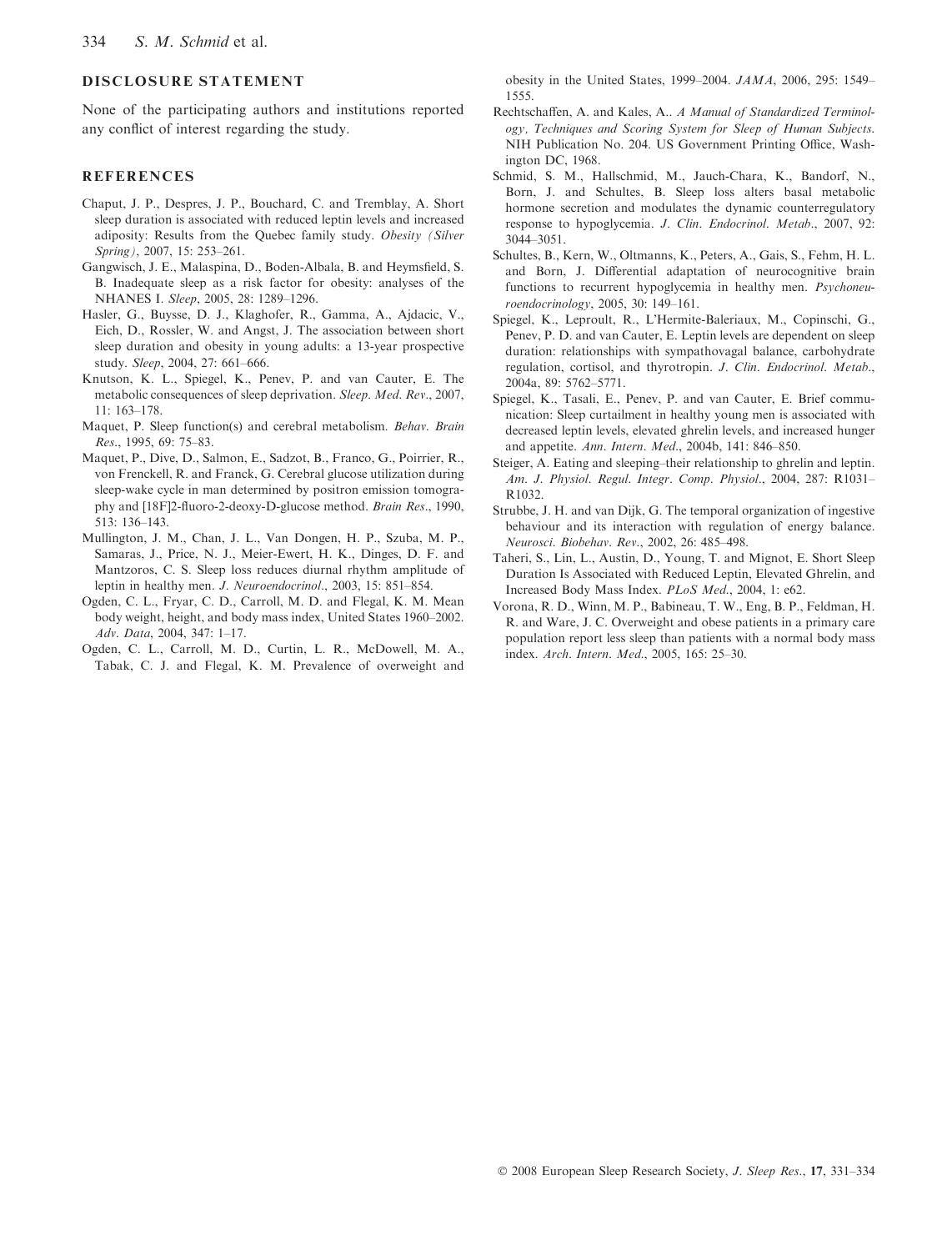## DISCLOSURE STATEMENT

None of the participating authors and institutions reported any conflict of interest regarding the study.

## REFERENCES

Chaput, J. P., Despres, J. P., Bouchard, C. and Tremblay, A. Short sleep duration is associated with reduced leptin levels and increased adiposity: Results from the Quebec family study. *Obesity (Silver Spring)*, 2007, 15: 253–261.

Gangwisch, J. E., Malaspina, D., Boden-Albala, B. and Heymsfield, S. B. Inadequate sleep as a risk factor for obesity: analyses of the NHANES I. *Sleep*, 2005, 28: 1289–1296.

Hasler, G., Buysse, D. J., Klaghofer, R., Gamma, A., Ajdacic, V., Eich, D., Rossler, W. and Angst, J. The association between short sleep duration and obesity in young adults: a 13-year prospective study. *Sleep*, 2004, 27: 661–666.

Knutson, K. L., Spiegel, K., Penev, P. and van Cauter, E. The metabolic consequences of sleep deprivation. *Sleep. Med. Rev*., 2007, 11: 163–178.

Maquet, P. Sleep function(s) and cerebral metabolism. *Behav. Brain Res*., 1995, 69: 75–83.

Maquet, P., Dive, D., Salmon, E., Sadzot, B., Franco, G., Poirrier, R., von Frenckell, R. and Franck, G. Cerebral glucose utilization during sleep-wake cycle in man determined by positron emission tomography and [18F]2-fluoro-2-deoxy-D-glucose method. *Brain Res*., 1990, 513: 136–143.

Mullington, J. M., Chan, J. L., Van Dongen, H. P., Szuba, M. P., Samaras, J., Price, N. J., Meier-Ewert, H. K., Dinges, D. F. and Mantzoros, C. S. Sleep loss reduces diurnal rhythm amplitude of leptin in healthy men. *J. Neuroendocrinol*., 2003, 15: 851–854.

Ogden, C. L., Fryar, C. D., Carroll, M. D. and Flegal, K. M. Mean body weight, height, and body mass index, United States 1960–2002. *Adv. Data*, 2004, 347: 1–17.

Ogden, C. L., Carroll, M. D., Curtin, L. R., McDowell, M. A., Tabak, C. J. and Flegal, K. M. Prevalence of overweight and obesity in the United States, 1999–2004. *JAMA*, 2006, 295: 1549–1555.

Rechtschaffen, A. and Kales, A.. *A Manual of Standardized Terminology, Techniques and Scoring System for Sleep of Human Subjects*. NIH Publication No. 204. US Government Printing Office, Washington DC, 1968.

Schmid, S. M., Hallschmid, M., Jauch-Chara, K., Bandorf, N., Born, J. and Schultes, B. Sleep loss alters basal metabolic hormone secretion and modulates the dynamic counterregulatory response to hypoglycemia. *J. Clin. Endocrinol. Metab*., 2007, 92: 3044–3051.

Schultes, B., Kern, W., Oltmanns, K., Peters, A., Gais, S., Fehm, H. L. and Born, J. Differential adaptation of neurocognitive brain functions to recurrent hypoglycemia in healthy men. *Psychoneuroendocrinology*, 2005, 30: 149–161.

Spiegel, K., Leproult, R., L'Hermite-Baleriaux, M., Copinschi, G., Penev, P. D. and van Cauter, E. Leptin levels are dependent on sleep duration: relationships with sympathovagal balance, carbohydrate regulation, cortisol, and thyrotropin. *J. Clin. Endocrinol. Metab*., 2004a, 89: 5762–5771.

Spiegel, K., Tasali, E., Penev, P. and van Cauter, E. Brief communication: Sleep curtailment in healthy young men is associated with decreased leptin levels, elevated ghrelin levels, and increased hunger and appetite. *Ann. Intern. Med*., 2004b, 141: 846–850.

Steiger, A. Eating and sleeping–their relationship to ghrelin and leptin. *Am. J. Physiol. Regul. Integr. Comp. Physiol*., 2004, 287: R1031–R1032.

Strubbe, J. H. and van Dijk, G. The temporal organization of ingestive behaviour and its interaction with regulation of energy balance. *Neurosci. Biobehav. Rev*., 2002, 26: 485–498.

Taheri, S., Lin, L., Austin, D., Young, T. and Mignot, E. Short Sleep Duration Is Associated with Reduced Leptin, Elevated Ghrelin, and Increased Body Mass Index. *PLoS Med*., 2004, 1: e62.

Vorona, R. D., Winn, M. P., Babineau, T. W., Eng, B. P., Feldman, H. R. and Ware, J. C. Overweight and obese patients in a primary care population report less sleep than patients with a normal body mass index. *Arch. Intern. Med*., 2005, 165: 25–30.